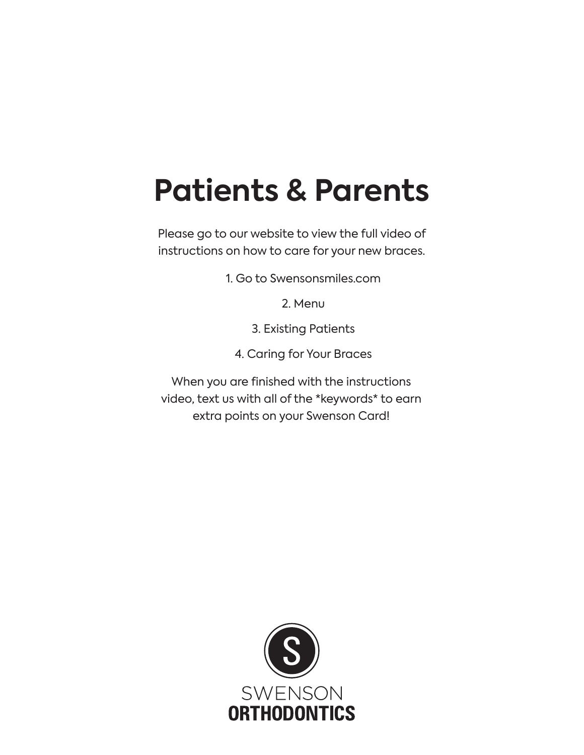# Patients & Parents

Please go to our website to view the full video of instructions on how to care for your new braces.

1. Go to Swensonsmiles.com
2. Menu
3. Existing Patients
4. Caring for Your Braces

When you are finished with the instructions video, text us with all of the *keywords* to earn extra points on your Swenson Card!

SWENSON
**ORTHODONTICS**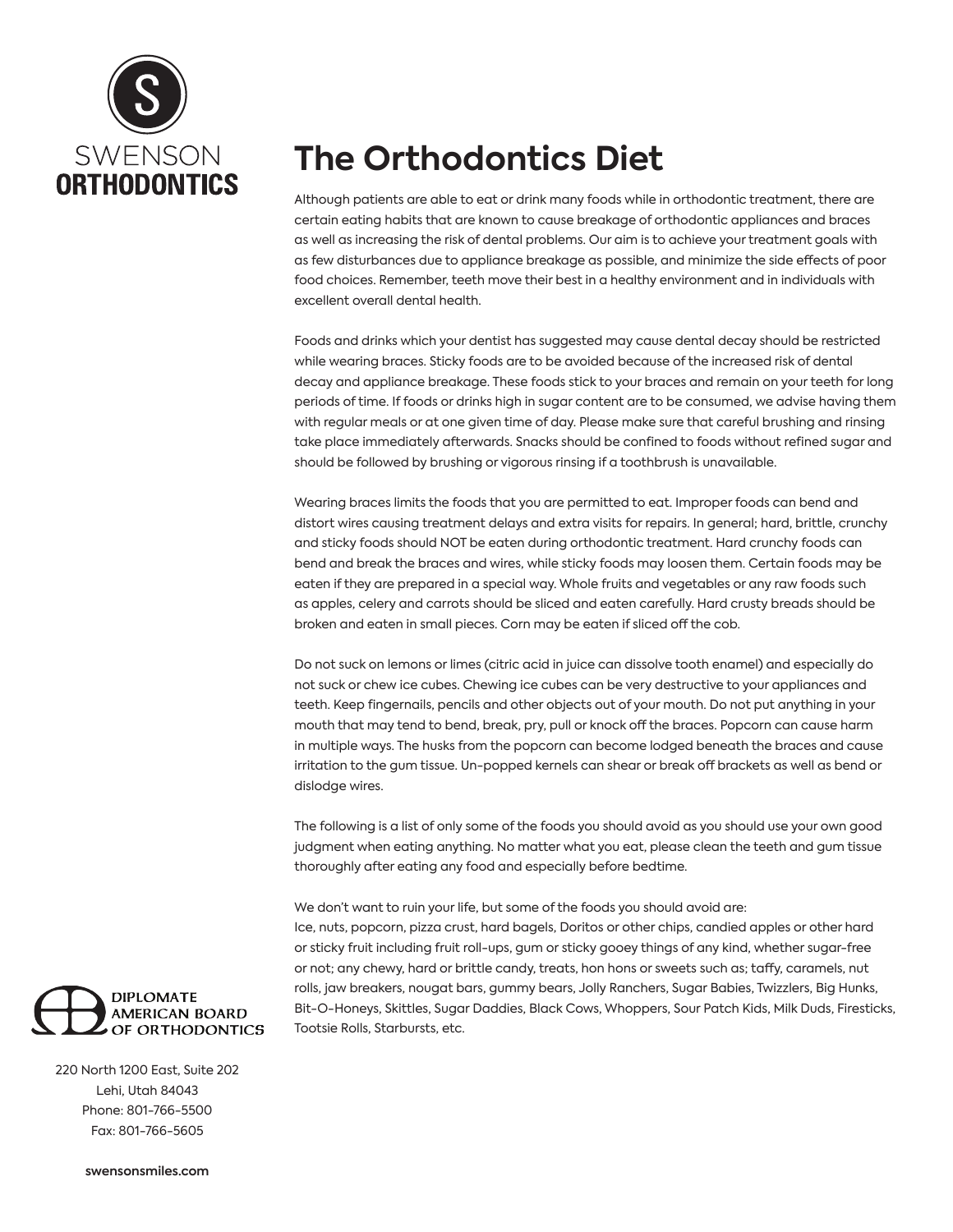SWENSON
**ORTHODONTICS**

# The Orthodontics Diet

Although patients are able to eat or drink many foods while in orthodontic treatment, there are certain eating habits that are known to cause breakage of orthodontic appliances and braces as well as increasing the risk of dental problems. Our aim is to achieve your treatment goals with as few disturbances due to appliance breakage as possible, and minimize the side effects of poor food choices. Remember, teeth move their best in a healthy environment and in individuals with excellent overall dental health.

Foods and drinks which your dentist has suggested may cause dental decay should be restricted while wearing braces. Sticky foods are to be avoided because of the increased risk of dental decay and appliance breakage. These foods stick to your braces and remain on your teeth for long periods of time. If foods or drinks high in sugar content are to be consumed, we advise having them with regular meals or at one given time of day. Please make sure that careful brushing and rinsing take place immediately afterwards. Snacks should be confined to foods without refined sugar and should be followed by brushing or vigorous rinsing if a toothbrush is unavailable.

Wearing braces limits the foods that you are permitted to eat. Improper foods can bend and distort wires causing treatment delays and extra visits for repairs. In general; hard, brittle, crunchy and sticky foods should NOT be eaten during orthodontic treatment. Hard crunchy foods can bend and break the braces and wires, while sticky foods may loosen them. Certain foods may be eaten if they are prepared in a special way. Whole fruits and vegetables or any raw foods such as apples, celery and carrots should be sliced and eaten carefully. Hard crusty breads should be broken and eaten in small pieces. Corn may be eaten if sliced off the cob.

Do not suck on lemons or limes (citric acid in juice can dissolve tooth enamel) and especially do not suck or chew ice cubes. Chewing ice cubes can be very destructive to your appliances and teeth. Keep fingernails, pencils and other objects out of your mouth. Do not put anything in your mouth that may tend to bend, break, pry, pull or knock off the braces. Popcorn can cause harm in multiple ways. The husks from the popcorn can become lodged beneath the braces and cause irritation to the gum tissue. Un-popped kernels can shear or break off brackets as well as bend or dislodge wires.

The following is a list of only some of the foods you should avoid as you should use your own good judgment when eating anything. No matter what you eat, please clean the teeth and gum tissue thoroughly after eating any food and especially before bedtime.

We don't want to ruin your life, but some of the foods you should avoid are:
Ice, nuts, popcorn, pizza crust, hard bagels, Doritos or other chips, candied apples or other hard or sticky fruit including fruit roll-ups, gum or sticky gooey things of any kind, whether sugar-free or not; any chewy, hard or brittle candy, treats, hon hons or sweets such as; taffy, caramels, nut rolls, jaw breakers, nougat bars, gummy bears, Jolly Ranchers, Sugar Babies, Twizzlers, Big Hunks, Bit-O-Honeys, Skittles, Sugar Daddies, Black Cows, Whoppers, Sour Patch Kids, Milk Duds, Firesticks, Tootsie Rolls, Starbursts, etc.

DIPLOMATE
AMERICAN BOARD
OF ORTHODONTICS

220 North 1200 East, Suite 202
Lehi, Utah 84043
Phone: 801-766-5500
Fax: 801-766-5605

swensonsmiles.com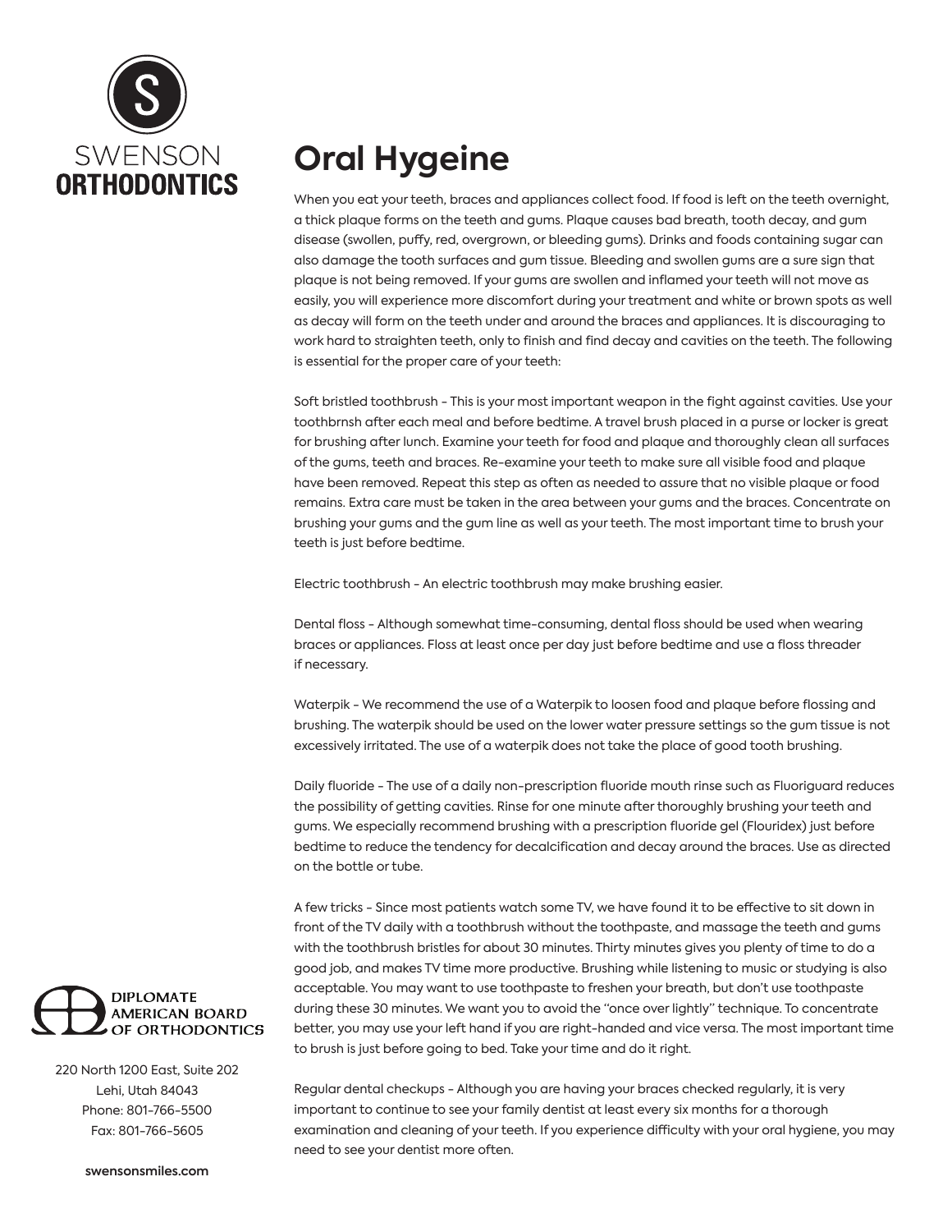SWENSON
**ORTHODONTICS**

# Oral Hygeine

When you eat your teeth, braces and appliances collect food. If food is left on the teeth overnight, a thick plaque forms on the teeth and gums. Plaque causes bad breath, tooth decay, and gum disease (swollen, puffy, red, overgrown, or bleeding gums). Drinks and foods containing sugar can also damage the tooth surfaces and gum tissue. Bleeding and swollen gums are a sure sign that plaque is not being removed. If your gums are swollen and inflamed your teeth will not move as easily, you will experience more discomfort during your treatment and white or brown spots as well as decay will form on the teeth under and around the braces and appliances. It is discouraging to work hard to straighten teeth, only to finish and find decay and cavities on the teeth. The following is essential for the proper care of your teeth:

Soft bristled toothbrush - This is your most important weapon in the fight against cavities. Use your toothbrnsh after each meal and before bedtime. A travel brush placed in a purse or locker is great for brushing after lunch. Examine your teeth for food and plaque and thoroughly clean all surfaces of the gums, teeth and braces. Re-examine your teeth to make sure all visible food and plaque have been removed. Repeat this step as often as needed to assure that no visible plaque or food remains. Extra care must be taken in the area between your gums and the braces. Concentrate on brushing your gums and the gum line as well as your teeth. The most important time to brush your teeth is just before bedtime.

Electric toothbrush - An electric toothbrush may make brushing easier.

Dental floss - Although somewhat time-consuming, dental floss should be used when wearing braces or appliances. Floss at least once per day just before bedtime and use a floss threader if necessary.

Waterpik - We recommend the use of a Waterpik to loosen food and plaque before flossing and brushing. The waterpik should be used on the lower water pressure settings so the gum tissue is not excessively irritated. The use of a waterpik does not take the place of good tooth brushing.

Daily fluoride - The use of a daily non-prescription fluoride mouth rinse such as Fluoriguard reduces the possibility of getting cavities. Rinse for one minute after thoroughly brushing your teeth and gums. We especially recommend brushing with a prescription fluoride gel (Flouridex) just before bedtime to reduce the tendency for decalcification and decay around the braces. Use as directed on the bottle or tube.

A few tricks - Since most patients watch some TV, we have found it to be effective to sit down in front of the TV daily with a toothbrush without the toothpaste, and massage the teeth and gums with the toothbrush bristles for about 30 minutes. Thirty minutes gives you plenty of time to do a good job, and makes TV time more productive. Brushing while listening to music or studying is also acceptable. You may want to use toothpaste to freshen your breath, but don't use toothpaste during these 30 minutes. We want you to avoid the "once over lightly" technique. To concentrate better, you may use your left hand if you are right-handed and vice versa. The most important time to brush is just before going to bed. Take your time and do it right.

Regular dental checkups - Although you are having your braces checked regularly, it is very important to continue to see your family dentist at least every six months for a thorough examination and cleaning of your teeth. If you experience difficulty with your oral hygiene, you may need to see your dentist more often.

DIPLOMATE AMERICAN BOARD OF ORTHODONTICS

220 North 1200 East, Suite 202
Lehi, Utah 84043
Phone: 801-766-5500
Fax: 801-766-5605

**swensonsmiles.com**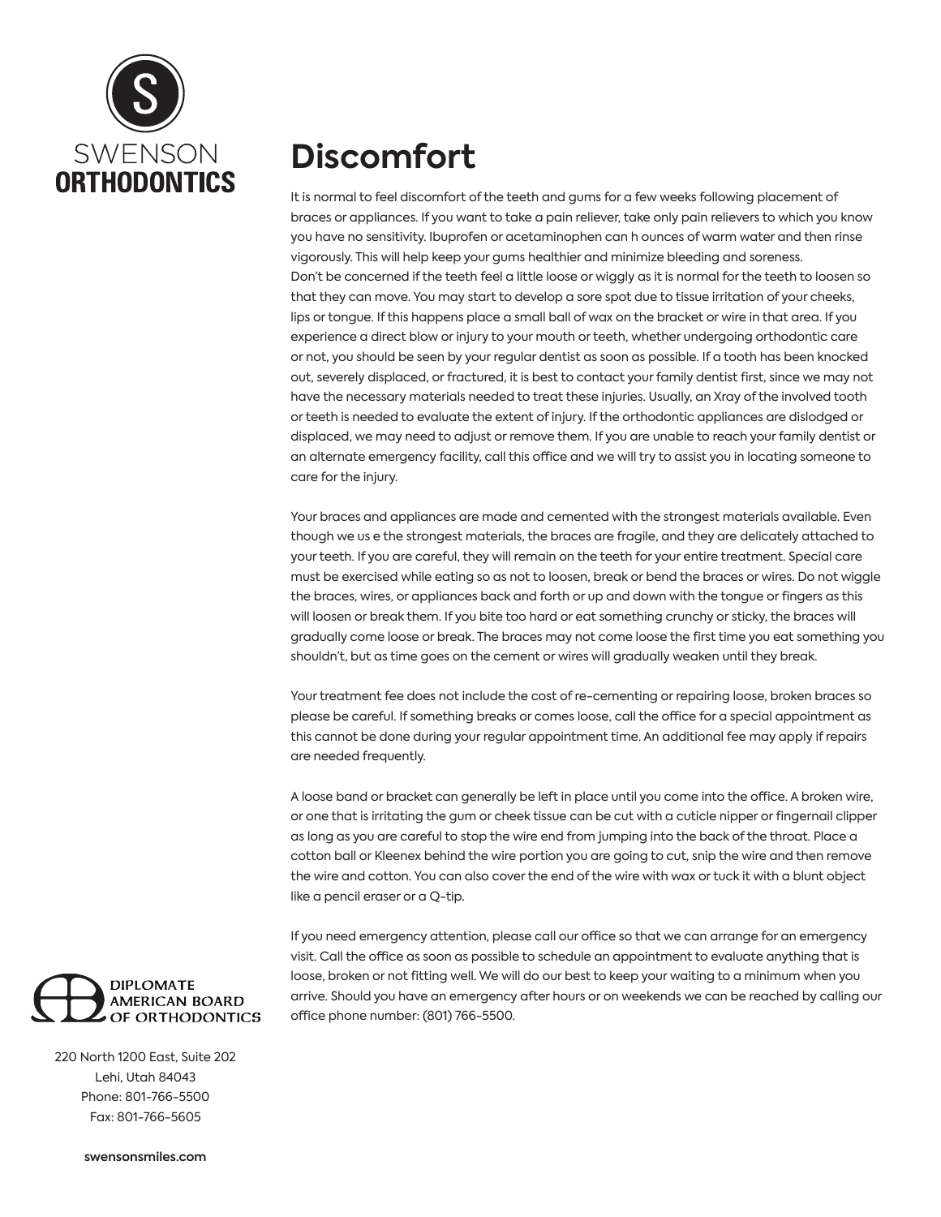# Discomfort

It is normal to feel discomfort of the teeth and gums for a few weeks following placement of braces or appliances. If you want to take a pain reliever, take only pain relievers to which you know you have no sensitivity. Ibuprofen or acetaminophen can h ounces of warm water and then rinse vigorously. This will help keep your gums healthier and minimize bleeding and soreness. Don't be concerned if the teeth feel a little loose or wiggly as it is normal for the teeth to loosen so that they can move. You may start to develop a sore spot due to tissue irritation of your cheeks, lips or tongue. If this happens place a small ball of wax on the bracket or wire in that area. If you experience a direct blow or injury to your mouth or teeth, whether undergoing orthodontic care or not, you should be seen by your regular dentist as soon as possible. If a tooth has been knocked out, severely displaced, or fractured, it is best to contact your family dentist first, since we may not have the necessary materials needed to treat these injuries. Usually, an Xray of the involved tooth or teeth is needed to evaluate the extent of injury. If the orthodontic appliances are dislodged or displaced, we may need to adjust or remove them. If you are unable to reach your family dentist or an alternate emergency facility, call this office and we will try to assist you in locating someone to care for the injury.

Your braces and appliances are made and cemented with the strongest materials available. Even though we us e the strongest materials, the braces are fragile, and they are delicately attached to your teeth. If you are careful, they will remain on the teeth for your entire treatment. Special care must be exercised while eating so as not to loosen, break or bend the braces or wires. Do not wiggle the braces, wires, or appliances back and forth or up and down with the tongue or fingers as this will loosen or break them. If you bite too hard or eat something crunchy or sticky, the braces will gradually come loose or break. The braces may not come loose the first time you eat something you shouldn't, but as time goes on the cement or wires will gradually weaken until they break.

Your treatment fee does not include the cost of re-cementing or repairing loose, broken braces so please be careful. If something breaks or comes loose, call the office for a special appointment as this cannot be done during your regular appointment time. An additional fee may apply if repairs are needed frequently.

A loose band or bracket can generally be left in place until you come into the office. A broken wire, or one that is irritating the gum or cheek tissue can be cut with a cuticle nipper or fingernail clipper as long as you are careful to stop the wire end from jumping into the back of the throat. Place a cotton ball or Kleenex behind the wire portion you are going to cut, snip the wire and then remove the wire and cotton. You can also cover the end of the wire with wax or tuck it with a blunt object like a pencil eraser or a Q-tip.

If you need emergency attention, please call our office so that we can arrange for an emergency visit. Call the office as soon as possible to schedule an appointment to evaluate anything that is loose, broken or not fitting well. We will do our best to keep your waiting to a minimum when you arrive. Should you have an emergency after hours or on weekends we can be reached by calling our office phone number: (801) 766-5500.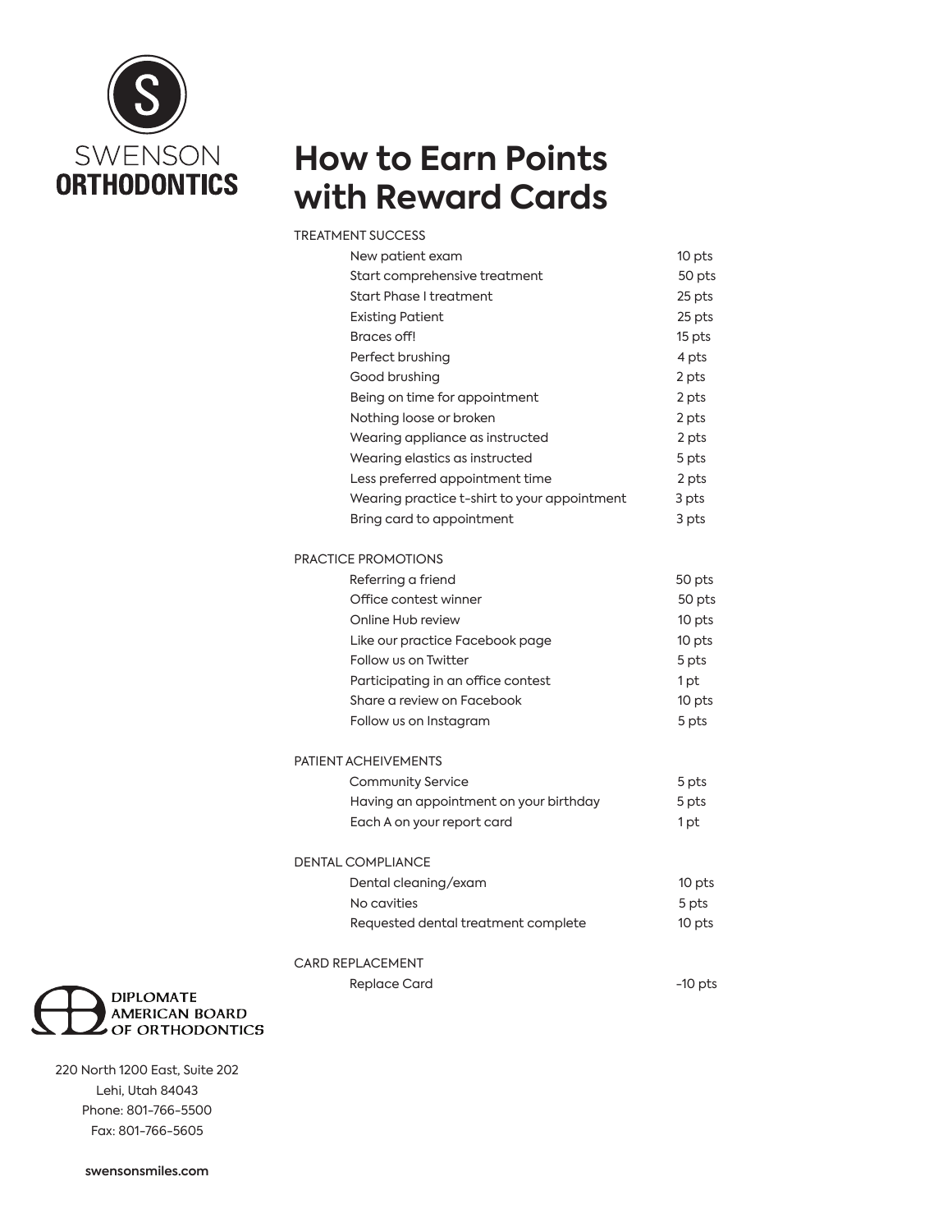SWENSON
**ORTHODONTICS**

# How to Earn Points with Reward Cards

| | |
|---|---|
| **TREATMENT SUCCESS** | |
| New patient exam | 10 pts |
| Start comprehensive treatment | 50 pts |
| Start Phase I treatment | 25 pts |
| Existing Patient | 25 pts |
| Braces off! | 15 pts |
| Perfect brushing | 4 pts |
| Good brushing | 2 pts |
| Being on time for appointment | 2 pts |
| Nothing loose or broken | 2 pts |
| Wearing appliance as instructed | 2 pts |
| Wearing elastics as instructed | 5 pts |
| Less preferred appointment time | 2 pts |
| Wearing practice t-shirt to your appointment | 3 pts |
| Bring card to appointment | 3 pts |
| **PRACTICE PROMOTIONS** | |
| Referring a friend | 50 pts |
| Office contest winner | 50 pts |
| Online Hub review | 10 pts |
| Like our practice Facebook page | 10 pts |
| Follow us on Twitter | 5 pts |
| Participating in an office contest | 1 pt |
| Share a review on Facebook | 10 pts |
| Follow us on Instagram | 5 pts |
| **PATIENT ACHEIVEMENTS** | |
| Community Service | 5 pts |
| Having an appointment on your birthday | 5 pts |
| Each A on your report card | 1 pt |
| **DENTAL COMPLIANCE** | |
| Dental cleaning/exam | 10 pts |
| No cavities | 5 pts |
| Requested dental treatment complete | 10 pts |
| **CARD REPLACEMENT** | |
| Replace Card | -10 pts |

DIPLOMATE
AMERICAN BOARD
OF ORTHODONTICS

220 North 1200 East, Suite 202
Lehi, Utah 84043
Phone: 801-766-5500
Fax: 801-766-5605

**swensonsmiles.com**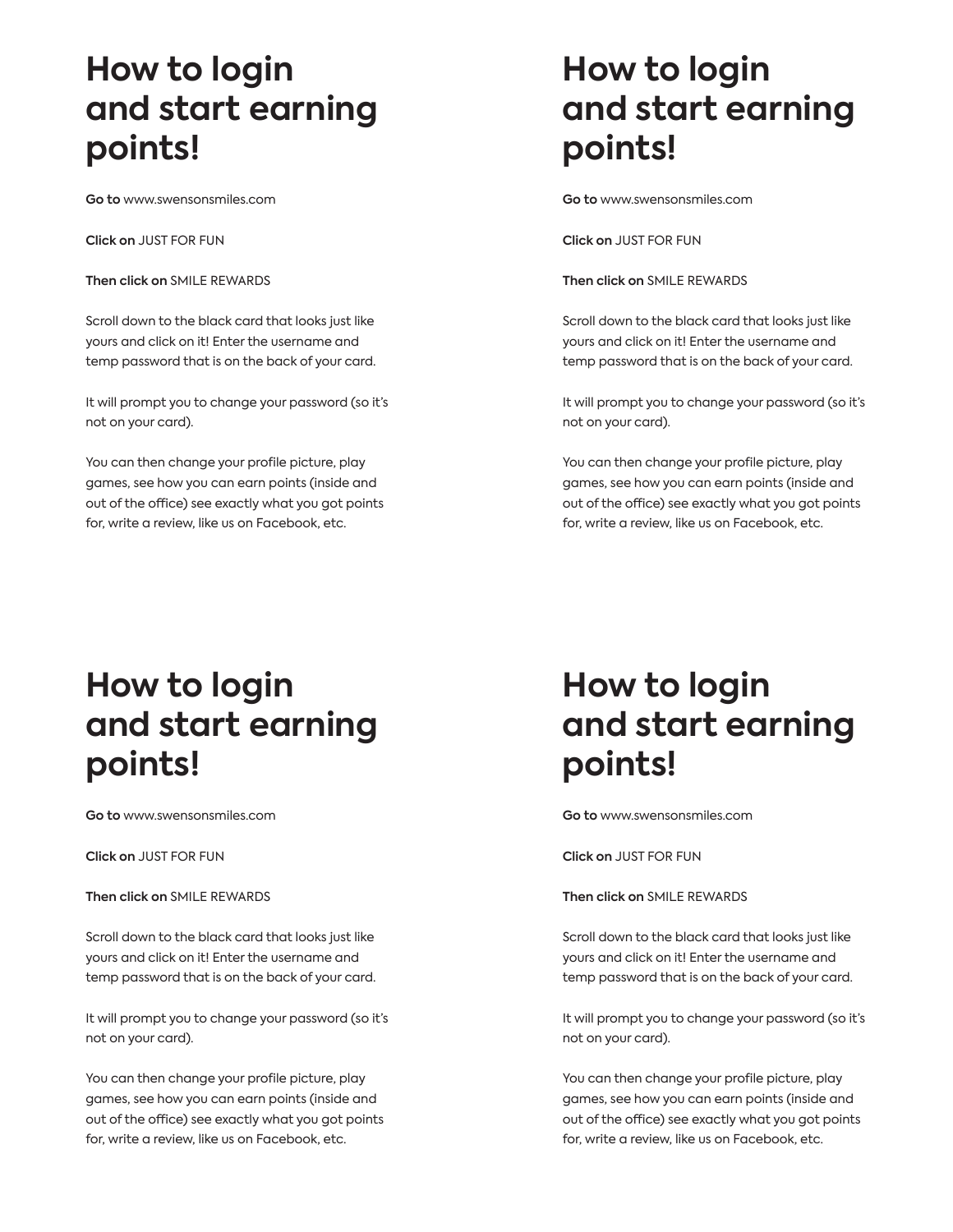# How to login and start earning points!

**Go to** www.swensonsmiles.com

**Click on** JUST FOR FUN

**Then click on** SMILE REWARDS

Scroll down to the black card that looks just like yours and click on it! Enter the username and temp password that is on the back of your card.

It will prompt you to change your password (so it's not on your card).

You can then change your profile picture, play games, see how you can earn points (inside and out of the office) see exactly what you got points for, write a review, like us on Facebook, etc.

# How to login and start earning points!

**Go to** www.swensonsmiles.com

**Click on** JUST FOR FUN

**Then click on** SMILE REWARDS

Scroll down to the black card that looks just like yours and click on it! Enter the username and temp password that is on the back of your card.

It will prompt you to change your password (so it's not on your card).

You can then change your profile picture, play games, see how you can earn points (inside and out of the office) see exactly what you got points for, write a review, like us on Facebook, etc.

# How to login and start earning points!

**Go to** www.swensonsmiles.com

**Click on** JUST FOR FUN

**Then click on** SMILE REWARDS

Scroll down to the black card that looks just like yours and click on it! Enter the username and temp password that is on the back of your card.

It will prompt you to change your password (so it's not on your card).

You can then change your profile picture, play games, see how you can earn points (inside and out of the office) see exactly what you got points for, write a review, like us on Facebook, etc.

# How to login and start earning points!

**Go to** www.swensonsmiles.com

**Click on** JUST FOR FUN

**Then click on** SMILE REWARDS

Scroll down to the black card that looks just like yours and click on it! Enter the username and temp password that is on the back of your card.

It will prompt you to change your password (so it's not on your card).

You can then change your profile picture, play games, see how you can earn points (inside and out of the office) see exactly what you got points for, write a review, like us on Facebook, etc.